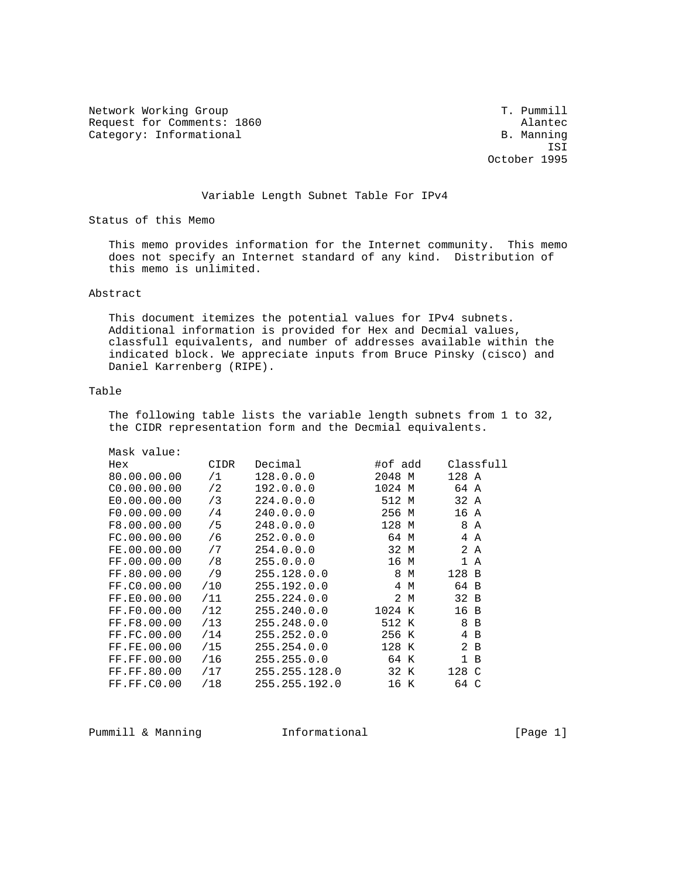Network Working Group — T. Pummill
Request for Comments: 1860 — Alantec
Category: Informational — B. Manning, ISI
October 1995

# Variable Length Subnet Table For IPv4

## Status of this Memo

This memo provides information for the Internet community. This memo does not specify an Internet standard of any kind. Distribution of this memo is unlimited.

## Abstract

This document itemizes the potential values for IPv4 subnets. Additional information is provided for Hex and Decmial values, classfull equivalents, and number of addresses available within the indicated block. We appreciate inputs from Bruce Pinsky (cisco) and Daniel Karrenberg (RIPE).

## Table

The following table lists the variable length subnets from 1 to 32, the CIDR representation form and the Decmial equivalents.

| Mask value: Hex | CIDR | Decimal | #of add | Classfull |
|---|---|---|---|---|
| 80.00.00.00 | /1 | 128.0.0.0 | 2048 M | 128 A |
| C0.00.00.00 | /2 | 192.0.0.0 | 1024 M | 64 A |
| E0.00.00.00 | /3 | 224.0.0.0 | 512 M | 32 A |
| F0.00.00.00 | /4 | 240.0.0.0 | 256 M | 16 A |
| F8.00.00.00 | /5 | 248.0.0.0 | 128 M | 8 A |
| FC.00.00.00 | /6 | 252.0.0.0 | 64 M | 4 A |
| FE.00.00.00 | /7 | 254.0.0.0 | 32 M | 2 A |
| FF.00.00.00 | /8 | 255.0.0.0 | 16 M | 1 A |
| FF.80.00.00 | /9 | 255.128.0.0 | 8 M | 128 B |
| FF.C0.00.00 | /10 | 255.192.0.0 | 4 M | 64 B |
| FF.E0.00.00 | /11 | 255.224.0.0 | 2 M | 32 B |
| FF.F0.00.00 | /12 | 255.240.0.0 | 1024 K | 16 B |
| FF.F8.00.00 | /13 | 255.248.0.0 | 512 K | 8 B |
| FF.FC.00.00 | /14 | 255.252.0.0 | 256 K | 4 B |
| FF.FE.00.00 | /15 | 255.254.0.0 | 128 K | 2 B |
| FF.FF.00.00 | /16 | 255.255.0.0 | 64 K | 1 B |
| FF.FF.80.00 | /17 | 255.255.128.0 | 32 K | 128 C |
| FF.FF.C0.00 | /18 | 255.255.192.0 | 16 K | 64 C |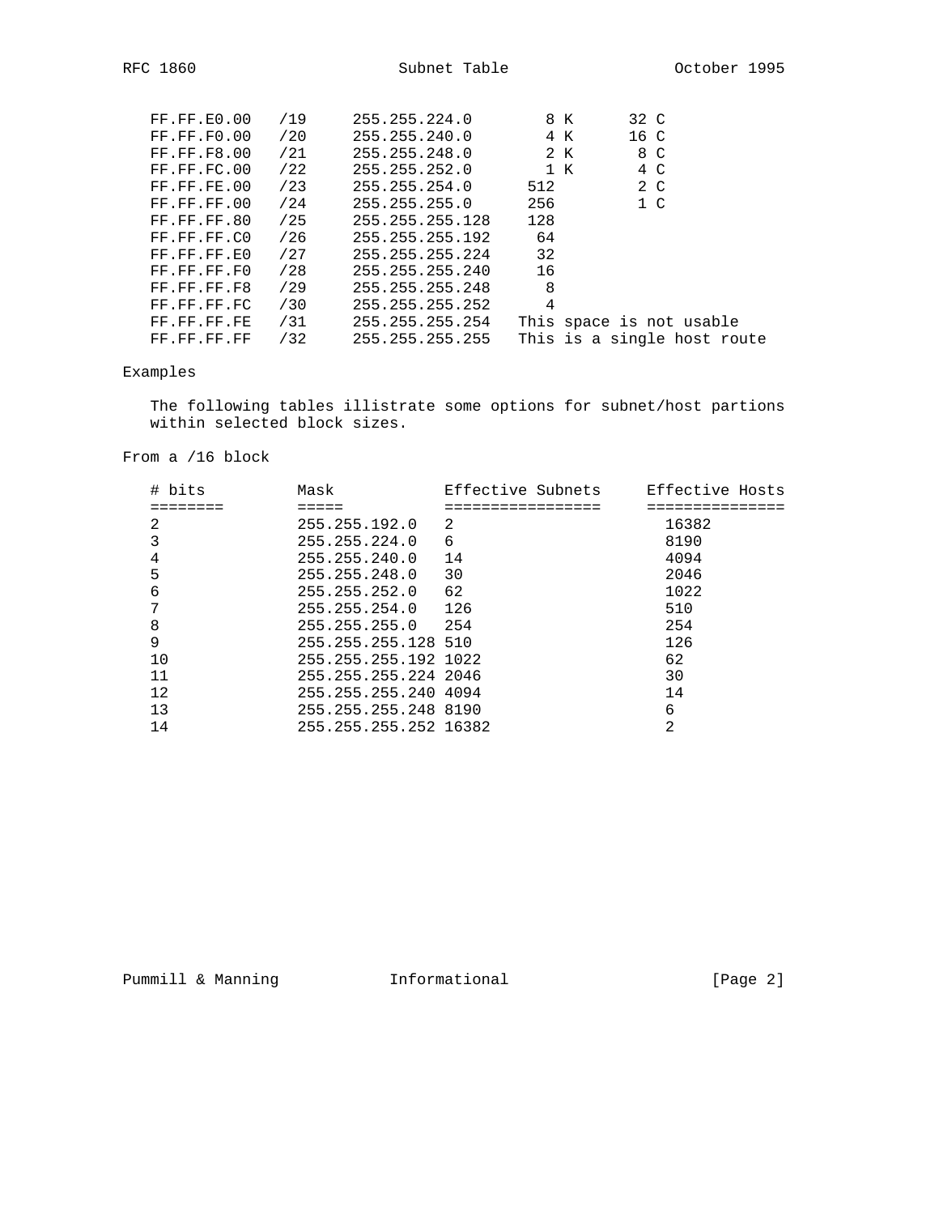| | | | | |
|---|---|---|---|---|
| FF.FF.E0.00 | /19 | 255.255.224.0 | 8 K | 32 C |
| FF.FF.F0.00 | /20 | 255.255.240.0 | 4 K | 16 C |
| FF.FF.F8.00 | /21 | 255.255.248.0 | 2 K | 8 C |
| FF.FF.FC.00 | /22 | 255.255.252.0 | 1 K | 4 C |
| FF.FF.FE.00 | /23 | 255.255.254.0 | 512 | 2 C |
| FF.FF.FF.00 | /24 | 255.255.255.0 | 256 | 1 C |
| FF.FF.FF.80 | /25 | 255.255.255.128 | 128 | |
| FF.FF.FF.C0 | /26 | 255.255.255.192 | 64 | |
| FF.FF.FF.E0 | /27 | 255.255.255.224 | 32 | |
| FF.FF.FF.F0 | /28 | 255.255.255.240 | 16 | |
| FF.FF.FF.F8 | /29 | 255.255.255.248 | 8 | |
| FF.FF.FF.FC | /30 | 255.255.255.252 | 4 | |
| FF.FF.FF.FE | /31 | 255.255.255.254 | This space is not usable | |
| FF.FF.FF.FF | /32 | 255.255.255.255 | This is a single host route | |

Examples

The following tables illistrate some options for subnet/host partions within selected block sizes.

From a /16 block

| # bits | Mask | Effective Subnets | Effective Hosts |
|---|---|---|---|
| 2 | 255.255.192.0 | 2 | 16382 |
| 3 | 255.255.224.0 | 6 | 8190 |
| 4 | 255.255.240.0 | 14 | 4094 |
| 5 | 255.255.248.0 | 30 | 2046 |
| 6 | 255.255.252.0 | 62 | 1022 |
| 7 | 255.255.254.0 | 126 | 510 |
| 8 | 255.255.255.0 | 254 | 254 |
| 9 | 255.255.255.128 | 510 | 126 |
| 10 | 255.255.255.192 | 1022 | 62 |
| 11 | 255.255.255.224 | 2046 | 30 |
| 12 | 255.255.255.240 | 4094 | 14 |
| 13 | 255.255.255.248 | 8190 | 6 |
| 14 | 255.255.255.252 | 16382 | 2 |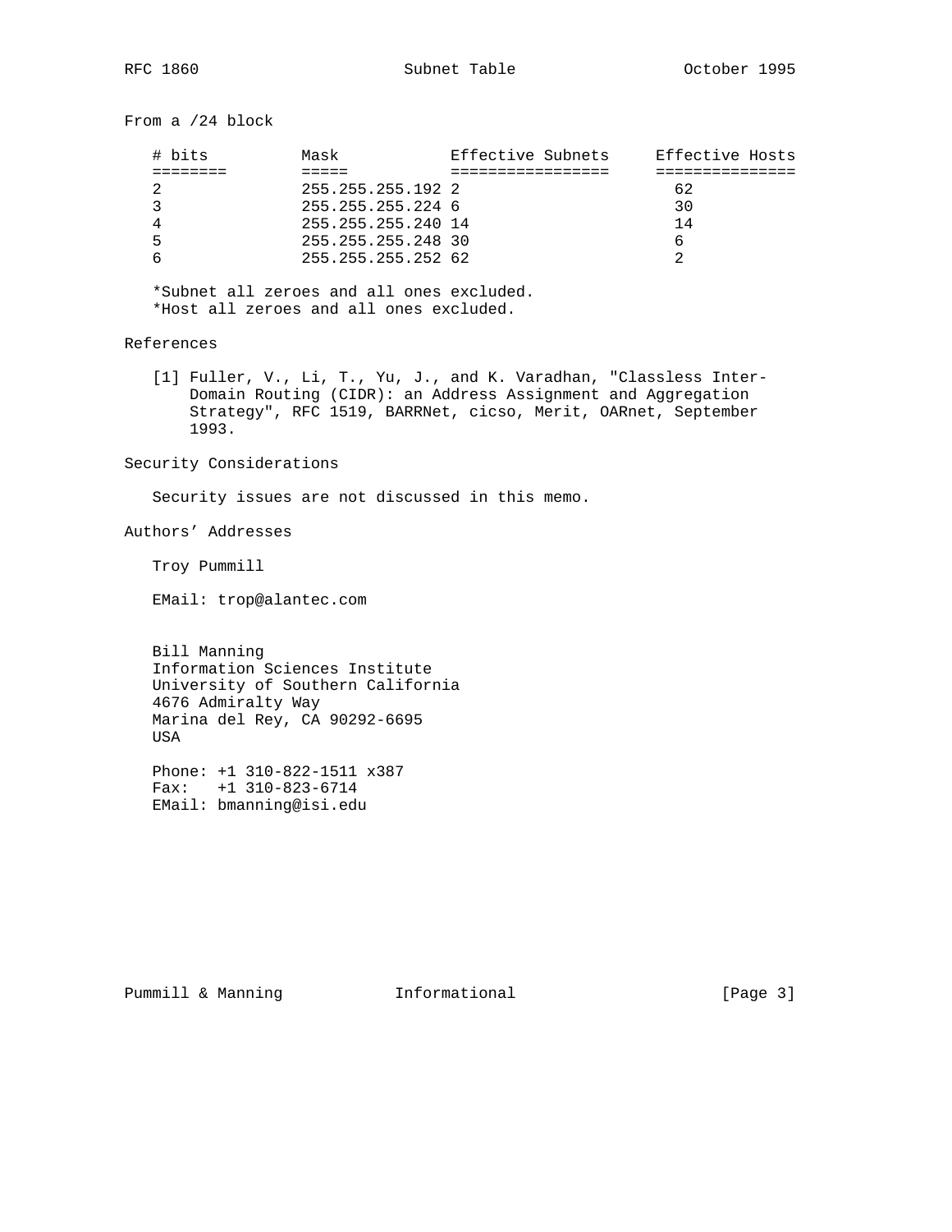From a /24 block

| # bits | Mask | Effective Subnets | Effective Hosts |
|---|---|---|---|
| 2 | 255.255.255.192 | 2 | 62 |
| 3 | 255.255.255.224 | 6 | 30 |
| 4 | 255.255.255.240 | 14 | 14 |
| 5 | 255.255.255.248 | 30 | 6 |
| 6 | 255.255.255.252 | 62 | 2 |

*Subnet all zeroes and all ones excluded.
*Host all zeroes and all ones excluded.

## References

[1] Fuller, V., Li, T., Yu, J., and K. Varadhan, "Classless Inter-Domain Routing (CIDR): an Address Assignment and Aggregation Strategy", RFC 1519, BARRNet, cicso, Merit, OARnet, September 1993.

## Security Considerations

Security issues are not discussed in this memo.

## Authors' Addresses

Troy Pummill

EMail: trop@alantec.com

Bill Manning
Information Sciences Institute
University of Southern California
4676 Admiralty Way
Marina del Rey, CA 90292-6695
USA

Phone: +1 310-822-1511 x387
Fax: +1 310-823-6714
EMail: bmanning@isi.edu